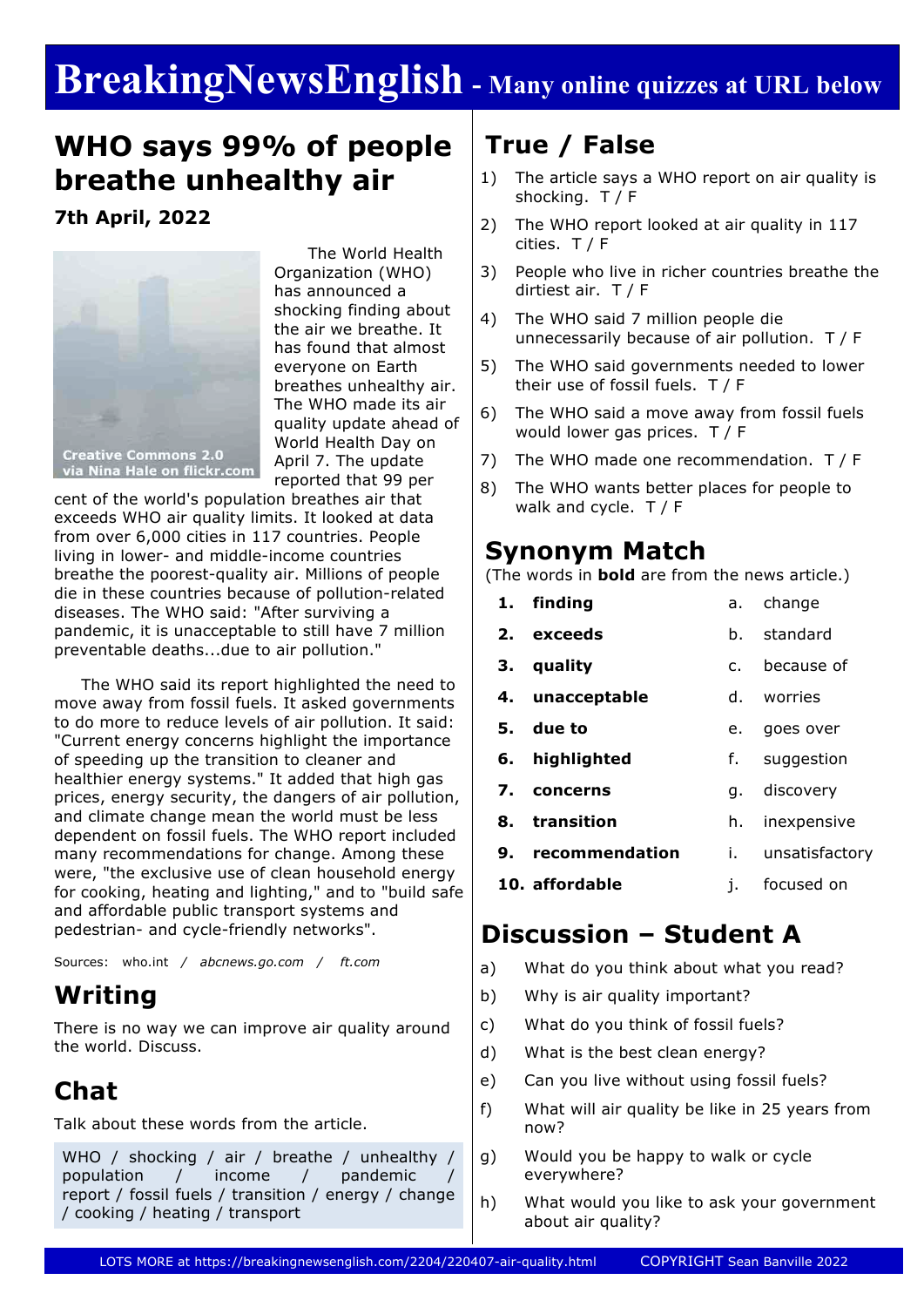# BreakingNewsEnglish - Many online quizzes at URL below

## WHO says 99% of people breathe unhealthy air

**7th April, 2022**

Creative Commons 2.0 via Nina Hale on flickr.com

The World Health Organization (WHO) has announced a shocking finding about the air we breathe. It has found that almost everyone on Earth breathes unhealthy air. The WHO made its air quality update ahead of World Health Day on April 7. The update reported that 99 per cent of the world's population breathes air that exceeds WHO air quality limits. It looked at data from over 6,000 cities in 117 countries. People living in lower- and middle-income countries breathe the poorest-quality air. Millions of people die in these countries because of pollution-related diseases. The WHO said: "After surviving a pandemic, it is unacceptable to still have 7 million preventable deaths...due to air pollution."

The WHO said its report highlighted the need to move away from fossil fuels. It asked governments to do more to reduce levels of air pollution. It said: "Current energy concerns highlight the importance of speeding up the transition to cleaner and healthier energy systems." It added that high gas prices, energy security, the dangers of air pollution, and climate change mean the world must be less dependent on fossil fuels. The WHO report included many recommendations for change. Among these were, "the exclusive use of clean household energy for cooking, heating and lighting," and to "build safe and affordable public transport systems and pedestrian- and cycle-friendly networks".

Sources: who.int / *abcnews.go.com* / *ft.com*

## Writing

There is no way we can improve air quality around the world. Discuss.

## Chat

Talk about these words from the article.

WHO / shocking / air / breathe / unhealthy / population / income / pandemic / report / fossil fuels / transition / energy / change / cooking / heating / transport

## True / False

1) The article says a WHO report on air quality is shocking. T / F
2) The WHO report looked at air quality in 117 cities. T / F
3) People who live in richer countries breathe the dirtiest air. T / F
4) The WHO said 7 million people die unnecessarily because of air pollution. T / F
5) The WHO said governments needed to lower their use of fossil fuels. T / F
6) The WHO said a move away from fossil fuels would lower gas prices. T / F
7) The WHO made one recommendation. T / F
8) The WHO wants better places for people to walk and cycle. T / F

## Synonym Match

(The words in **bold** are from the news article.)

| | | | |
|---|---|---|---|
| 1. | **finding** | a. | change |
| 2. | **exceeds** | b. | standard |
| 3. | **quality** | c. | because of |
| 4. | **unacceptable** | d. | worries |
| 5. | **due to** | e. | goes over |
| 6. | **highlighted** | f. | suggestion |
| 7. | **concerns** | g. | discovery |
| 8. | **transition** | h. | inexpensive |
| 9. | **recommendation** | i. | unsatisfactory |
| 10. | **affordable** | j. | focused on |

## Discussion – Student A

a) What do you think about what you read?
b) Why is air quality important?
c) What do you think of fossil fuels?
d) What is the best clean energy?
e) Can you live without using fossil fuels?
f) What will air quality be like in 25 years from now?
g) Would you be happy to walk or cycle everywhere?
h) What would you like to ask your government about air quality?

LOTS MORE at https://breakingnewsenglish.com/2204/220407-air-quality.html COPYRIGHT Sean Banville 2022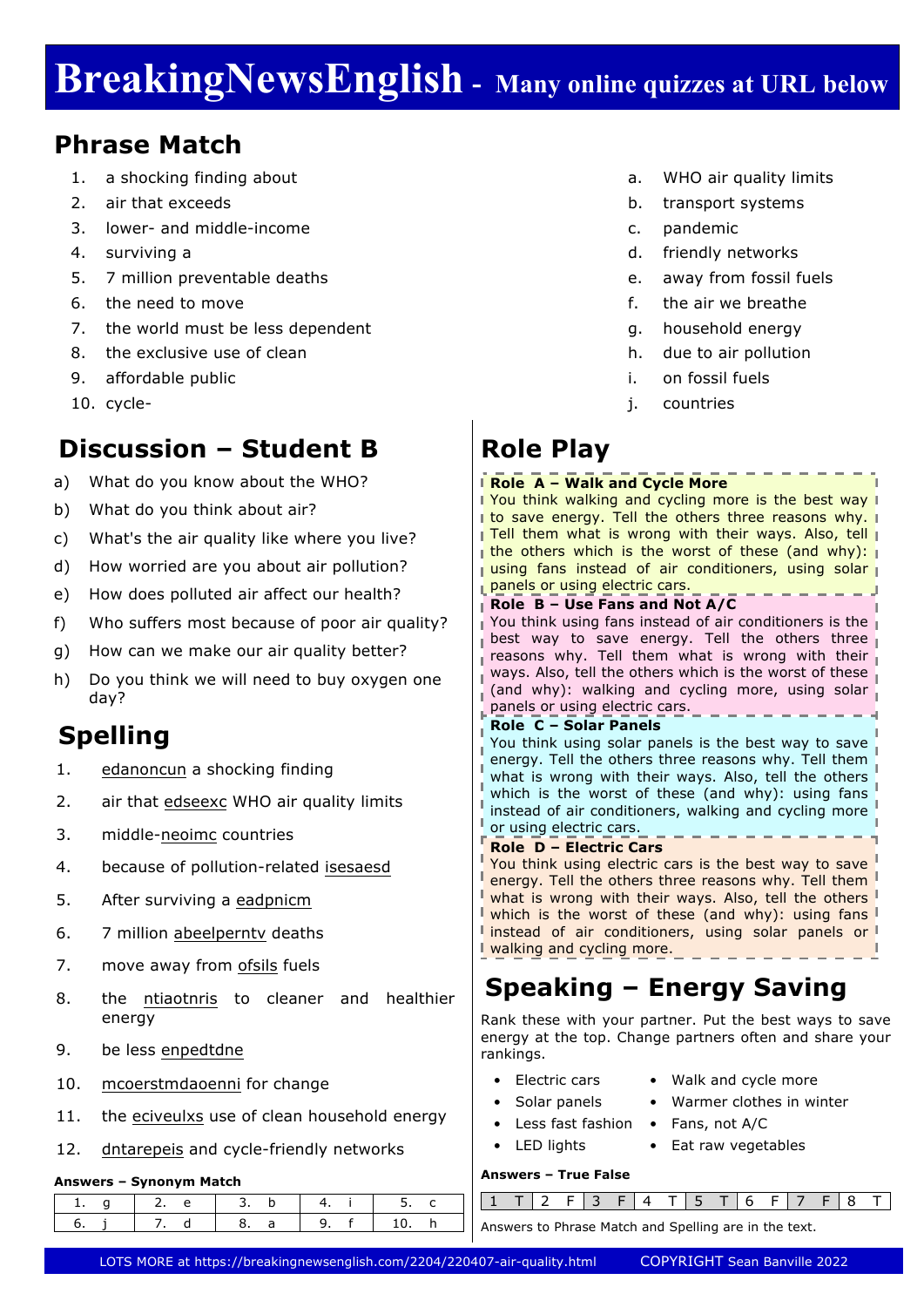# BreakingNewsEnglish - Many online quizzes at URL below

## Phrase Match

1. a shocking finding about
2. air that exceeds
3. lower- and middle-income
4. surviving a
5. 7 million preventable deaths
6. the need to move
7. the world must be less dependent
8. the exclusive use of clean
9. affordable public
10. cycle-

a. WHO air quality limits
b. transport systems
c. pandemic
d. friendly networks
e. away from fossil fuels
f. the air we breathe
g. household energy
h. due to air pollution
i. on fossil fuels
j. countries

## Discussion – Student B

a) What do you know about the WHO?
b) What do you think about air?
c) What's the air quality like where you live?
d) How worried are you about air pollution?
e) How does polluted air affect our health?
f) Who suffers most because of poor air quality?
g) How can we make our air quality better?
h) Do you think we will need to buy oxygen one day?

## Spelling

1. edanoncun a shocking finding
2. air that edseexc WHO air quality limits
3. middle-neoimc countries
4. because of pollution-related isesaesd
5. After surviving a eadpnicm
6. 7 million abeelperntv deaths
7. move away from ofsils fuels
8. the ntiaotnris to cleaner and healthier energy
9. be less enpedtdne
10. mcoerstmdaoenni for change
11. the eciveulxs use of clean household energy
12. dntarepeis and cycle-friendly networks

**Answers – Synonym Match**

| | | | | |
|---|---|---|---|---|
| 1. g | 2. e | 3. b | 4. i | 5. c |
| 6. j | 7. d | 8. a | 9. f | 10. h |

## Role Play

**Role A – Walk and Cycle More**
You think walking and cycling more is the best way to save energy. Tell the others three reasons why. Tell them what is wrong with their ways. Also, tell the others which is the worst of these (and why): using fans instead of air conditioners, using solar panels or using electric cars.

**Role B – Use Fans and Not A/C**
You think using fans instead of air conditioners is the best way to save energy. Tell the others three reasons why. Tell them what is wrong with their ways. Also, tell the others which is the worst of these (and why): walking and cycling more, using solar panels or using electric cars.

**Role C – Solar Panels**
You think using solar panels is the best way to save energy. Tell the others three reasons why. Tell them what is wrong with their ways. Also, tell the others which is the worst of these (and why): using fans instead of air conditioners, walking and cycling more or using electric cars.

**Role D – Electric Cars**
You think using electric cars is the best way to save energy. Tell the others three reasons why. Tell them what is wrong with their ways. Also, tell the others which is the worst of these (and why): using fans instead of air conditioners, using solar panels or walking and cycling more.

## Speaking – Energy Saving

Rank these with your partner. Put the best ways to save energy at the top. Change partners often and share your rankings.

- Electric cars
- Solar panels
- Less fast fashion
- LED lights
- Walk and cycle more
- Warmer clothes in winter
- Fans, not A/C
- Eat raw vegetables

**Answers – True False**

| | | | | | | | | | | | | | | | |
|---|---|---|---|---|---|---|---|---|---|---|---|---|---|---|---|
| 1 | T | 2 | F | 3 | F | 4 | T | 5 | T | 6 | F | 7 | F | 8 | T |

Answers to Phrase Match and Spelling are in the text.

LOTS MORE at https://breakingnewsenglish.com/2204/220407-air-quality.html COPYRIGHT Sean Banville 2022